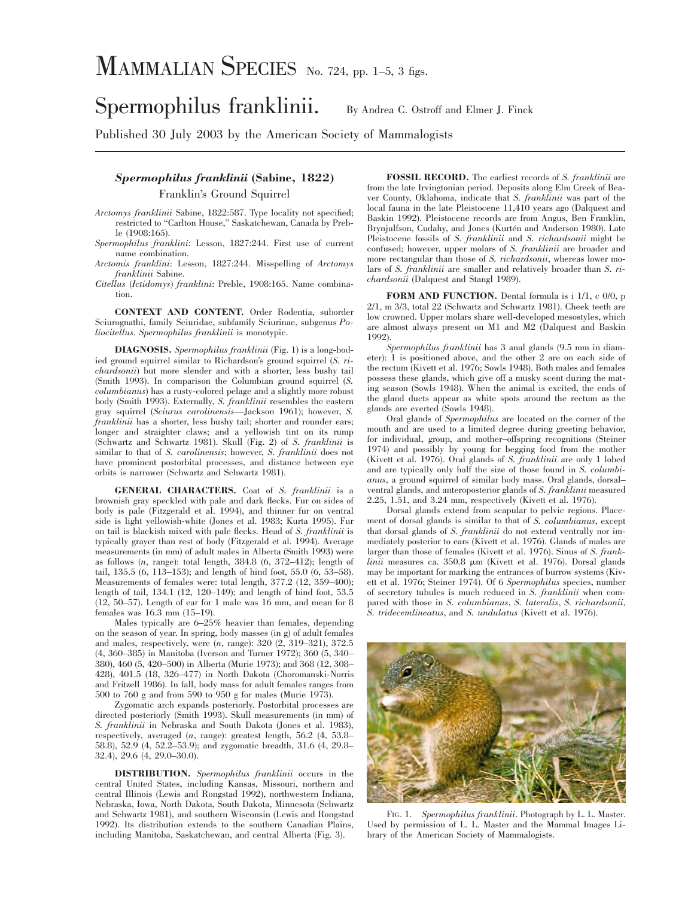# MAMMALIAN SPECIES No. 724, pp. 1–5, 3 figs.

# Spermophilus franklinii.

By Andrea C. Ostroff and Elmer J. Finck

Published 30 July 2003 by the American Society of Mammalogists

## *Spermophilus franklinii* (Sabine, 1822)

Franklin's Ground Squirrel

*Arctomys franklinii* Sabine, 1822:587. Type locality not specified; restricted to "Carlton House," Saskatchewan, Canada by Preble (1908:165).

*Spermophilus franklini*: Lesson, 1827:244. First use of current name combination.

*Arctomis franklini*: Lesson, 1827:244. Misspelling of *Arctomys franklinii* Sabine.

*Citellus* (*Ictidomys*) *franklini*: Preble, 1908:165. Name combination.

**CONTEXT AND CONTENT.** Order Rodentia, suborder Sciurognathi, family Sciuridae, subfamily Sciurinae, subgenus *Poliocitellus*. *Spermophilus franklinii* is monotypic.

**DIAGNOSIS.** *Spermophilus franklinii* (Fig. 1) is a long-bodied ground squirrel similar to Richardson's ground squirrel (*S. richardsonii*) but more slender and with a shorter, less bushy tail (Smith 1993). In comparison the Columbian ground squirrel (*S. columbianus*) has a rusty-colored pelage and a slightly more robust body (Smith 1993). Externally, *S. franklinii* resembles the eastern gray squirrel (*Sciurus carolinensis*—Jackson 1961); however, *S. franklinii* has a shorter, less bushy tail; shorter and rounder ears; longer and straighter claws; and a yellowish tint on its rump (Schwartz and Schwartz 1981). Skull (Fig. 2) of *S. franklinii* is similar to that of *S. carolinensis*; however, *S. franklinii* does not have prominent postorbital processes, and distance between eye orbits is narrower (Schwartz and Schwartz 1981).

**GENERAL CHARACTERS.** Coat of *S. franklinii* is a brownish gray speckled with pale and dark flecks. Fur on sides of body is pale (Fitzgerald et al. 1994), and thinner fur on ventral side is light yellowish-white (Jones et al. 1983; Kurta 1995). Fur on tail is blackish mixed with pale flecks. Head of *S. franklinii* is typically grayer than rest of body (Fitzgerald et al. 1994). Average measurements (in mm) of adult males in Alberta (Smith 1993) were as follows (*n*, range): total length, 384.8 (6, 372–412); length of tail, 135.5 (6, 113–153); and length of hind foot, 55.0 (6, 53–58). Measurements of females were: total length, 377.2 (12, 359–400); length of tail, 134.1 (12, 120–149); and length of hind foot, 53.5 (12, 50–57). Length of ear for 1 male was 16 mm, and mean for 8 females was 16.3 mm (15–19).

Males typically are 6–25% heavier than females, depending on the season of year. In spring, body masses (in g) of adult females and males, respectively, were (*n*, range): 320 (2, 319–321), 372.5 (4, 360–385) in Manitoba (Iverson and Turner 1972); 360 (5, 340–380), 460 (5, 420–500) in Alberta (Murie 1973); and 368 (12, 308–428), 401.5 (18, 326–477) in North Dakota (Choromanski-Norris and Fritzell 1986). In fall, body mass for adult females ranges from 500 to 760 g and from 590 to 950 g for males (Murie 1973).

Zygomatic arch expands posteriorly. Postorbital processes are directed posteriorly (Smith 1993). Skull measurements (in mm) of *S. franklinii* in Nebraska and South Dakota (Jones et al. 1983), respectively, averaged (*n*, range): greatest length, 56.2 (4, 53.8–58.8), 52.9 (4, 52.2–53.9); and zygomatic breadth, 31.6 (4, 29.8–32.4), 29.6 (4, 29.0–30.0).

**DISTRIBUTION.** *Spermophilus franklinii* occurs in the central United States, including Kansas, Missouri, northern and central Illinois (Lewis and Rongstad 1992), northwestern Indiana, Nebraska, Iowa, North Dakota, South Dakota, Minnesota (Schwartz and Schwartz 1981), and southern Wisconsin (Lewis and Rongstad 1992). Its distribution extends to the southern Canadian Plains, including Manitoba, Saskatchewan, and central Alberta (Fig. 3).

**FOSSIL RECORD.** The earliest records of *S. franklinii* are from the late Irvingtonian period. Deposits along Elm Creek of Beaver County, Oklahoma, indicate that *S. franklinii* was part of the local fauna in the late Pleistocene 11,410 years ago (Dalquest and Baskin 1992). Pleistocene records are from Angus, Ben Franklin, Brynjulfson, Cudahy, and Jones (Kurtén and Anderson 1980). Late Pleistocene fossils of *S. franklinii* and *S. richardsonii* might be confused; however, upper molars of *S. franklinii* are broader and more rectangular than those of *S. richardsonii*, whereas lower molars of *S. franklinii* are smaller and relatively broader than *S. richardsonii* (Dalquest and Stangl 1989).

**FORM AND FUNCTION.** Dental formula is i 1/1, c 0/0, p 2/1, m 3/3, total 22 (Schwartz and Schwartz 1981). Cheek teeth are low crowned. Upper molars share well-developed mesostyles, which are almost always present on M1 and M2 (Dalquest and Baskin 1992).

*Spermophilus franklinii* has 3 anal glands (9.5 mm in diameter): 1 is positioned above, and the other 2 are on each side of the rectum (Kivett et al. 1976; Sowls 1948). Both males and females possess these glands, which give off a musky scent during the mating season (Sowls 1948). When the animal is excited, the ends of the gland ducts appear as white spots around the rectum as the glands are everted (Sowls 1948).

Oral glands of *Spermophilus* are located on the corner of the mouth and are used to a limited degree during greeting behavior, for individual, group, and mother–offspring recognitions (Steiner 1974) and possibly by young for begging food from the mother (Kivett et al. 1976). Oral glands of *S. franklinii* are only 1 lobed and are typically only half the size of those found in *S. columbianus*, a ground squirrel of similar body mass. Oral glands, dorsal–ventral glands, and anteroposterior glands of *S. franklinii* measured 2.25, 1.51, and 3.24 mm, respectively (Kivett et al. 1976).

Dorsal glands extend from scapular to pelvic regions. Placement of dorsal glands is similar to that of *S. columbianus*, except that dorsal glands of *S. franklinii* do not extend ventrally nor immediately posterior to ears (Kivett et al. 1976). Glands of males are larger than those of females (Kivett et al. 1976). Sinus of *S. franklinii* measures ca. 350.8 μm (Kivett et al. 1976). Dorsal glands may be important for marking the entrances of burrow systems (Kivett et al. 1976; Steiner 1974). Of 6 *Spermophilus* species, number of secretory tubules is much reduced in *S. franklinii* when compared with those in *S. columbianus*, *S. lateralis*, *S. richardsonii*, *S. tridecemlineatus*, and *S. undulatus* (Kivett et al. 1976).

FIG. 1. *Spermophilus franklinii*. Photograph by L. L. Master. Used by permission of L. L. Master and the Mammal Images Library of the American Society of Mammalogists.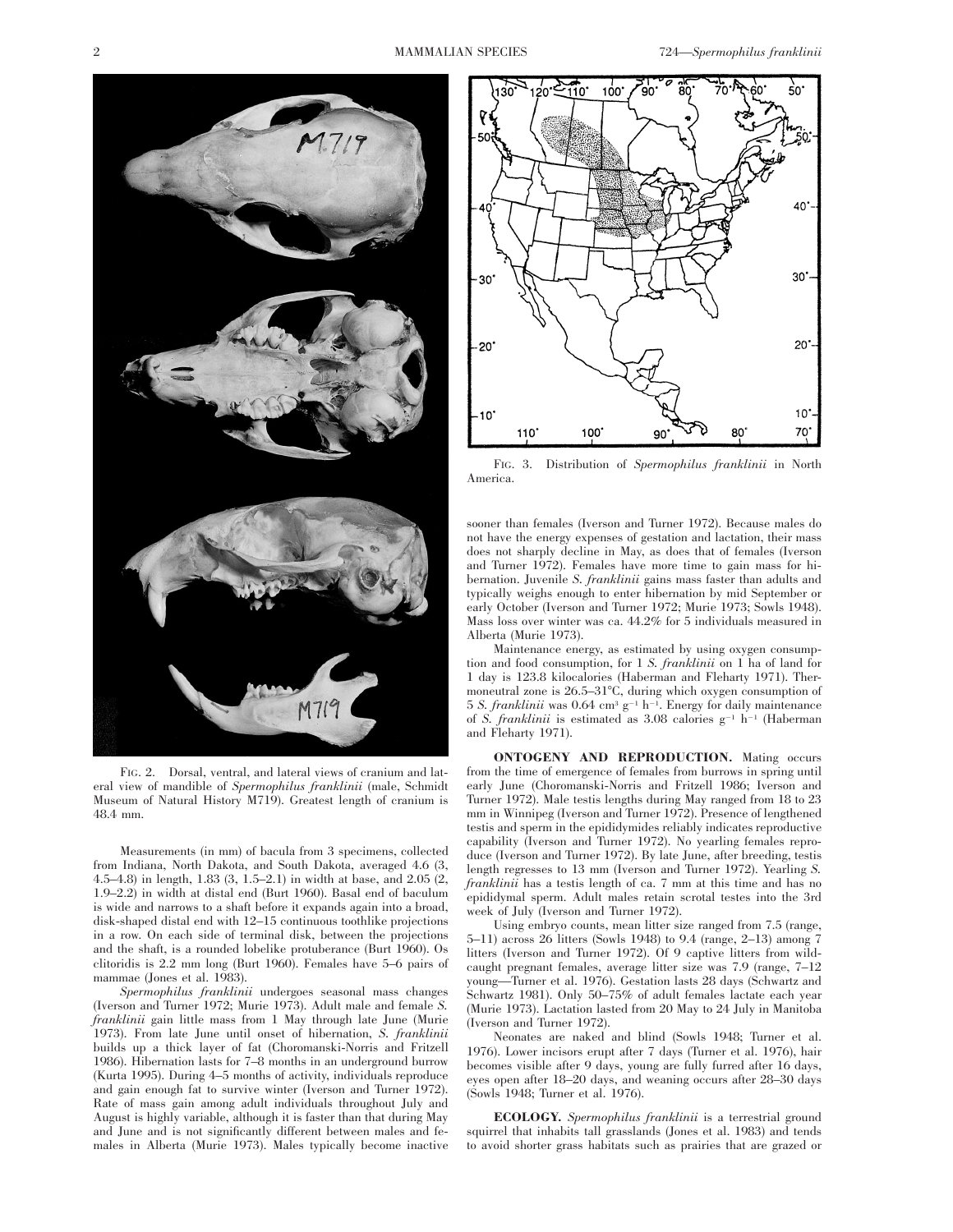FIG. 2. Dorsal, ventral, and lateral views of cranium and lateral view of mandible of *Spermophilus franklinii* (male, Schmidt Museum of Natural History M719). Greatest length of cranium is 48.4 mm.

Measurements (in mm) of bacula from 3 specimens, collected from Indiana, North Dakota, and South Dakota, averaged 4.6 (3, 4.5–4.8) in length, 1.83 (3, 1.5–2.1) in width at base, and 2.05 (2, 1.9–2.2) in width at distal end (Burt 1960). Basal end of baculum is wide and narrows to a shaft before it expands again into a broad, disk-shaped distal end with 12–15 continuous toothlike projections in a row. On each side of terminal disk, between the projections and the shaft, is a rounded lobelike protuberance (Burt 1960). Os clitoridis is 2.2 mm long (Burt 1960). Females have 5–6 pairs of mammae (Jones et al. 1983).

*Spermophilus franklinii* undergoes seasonal mass changes (Iverson and Turner 1972; Murie 1973). Adult male and female *S. franklinii* gain little mass from 1 May through late June (Murie 1973). From late June until onset of hibernation, *S. franklinii* builds up a thick layer of fat (Choromanski-Norris and Fritzell 1986). Hibernation lasts for 7–8 months in an underground burrow (Kurta 1995). During 4–5 months of activity, individuals reproduce and gain enough fat to survive winter (Iverson and Turner 1972). Rate of mass gain among adult individuals throughout July and August is highly variable, although it is faster than that during May and June and is not significantly different between males and females in Alberta (Murie 1973). Males typically become inactive sooner than females (Iverson and Turner 1972). Because males do not have the energy expenses of gestation and lactation, their mass does not sharply decline in May, as does that of females (Iverson and Turner 1972). Females have more time to gain mass for hibernation. Juvenile *S. franklinii* gains mass faster than adults and typically weighs enough to enter hibernation by mid September or early October (Iverson and Turner 1972; Murie 1973; Sowls 1948). Mass loss over winter was ca. 44.2% for 5 individuals measured in Alberta (Murie 1973).

Maintenance energy, as estimated by using oxygen consumption and food consumption, for 1 *S. franklinii* on 1 ha of land for 1 day is 123.8 kilocalories (Haberman and Fleharty 1971). Thermoneutral zone is 26.5–31°C, during which oxygen consumption of 5 *S. franklinii* was 0.64 $cm^3 g^{-1} h^{-1}$. Energy for daily maintenance of *S. franklinii* is estimated as 3.08 calories $g^{-1} h^{-1}$ (Haberman and Fleharty 1971).

FIG. 3. Distribution of *Spermophilus franklinii* in North America.

**ONTOGENY AND REPRODUCTION.** Mating occurs from the time of emergence of females from burrows in spring until early June (Choromanski-Norris and Fritzell 1986; Iverson and Turner 1972). Male testis lengths during May ranged from 18 to 23 mm in Winnipeg (Iverson and Turner 1972). Presence of lengthened testis and sperm in the epididymides reliably indicates reproductive capability (Iverson and Turner 1972). No yearling females reproduce (Iverson and Turner 1972). By late June, after breeding, testis length regresses to 13 mm (Iverson and Turner 1972). Yearling *S. franklinii* has a testis length of ca. 7 mm at this time and has no epididymal sperm. Adult males retain scrotal testes into the 3rd week of July (Iverson and Turner 1972).

Using embryo counts, mean litter size ranged from 7.5 (range, 5–11) across 26 litters (Sowls 1948) to 9.4 (range, 2–13) among 7 litters (Iverson and Turner 1972). Of 9 captive litters from wild-caught pregnant females, average litter size was 7.9 (range, 7–12 young—Turner et al. 1976). Gestation lasts 28 days (Schwartz and Schwartz 1981). Only 50–75% of adult females lactate each year (Murie 1973). Lactation lasted from 20 May to 24 July in Manitoba (Iverson and Turner 1972).

Neonates are naked and blind (Sowls 1948; Turner et al. 1976). Lower incisors erupt after 7 days (Turner et al. 1976), hair becomes visible after 9 days, young are fully furred after 16 days, eyes open after 18–20 days, and weaning occurs after 28–30 days (Sowls 1948; Turner et al. 1976).

**ECOLOGY.** *Spermophilus franklinii* is a terrestrial ground squirrel that inhabits tall grasslands (Jones et al. 1983) and tends to avoid shorter grass habitats such as prairies that are grazed or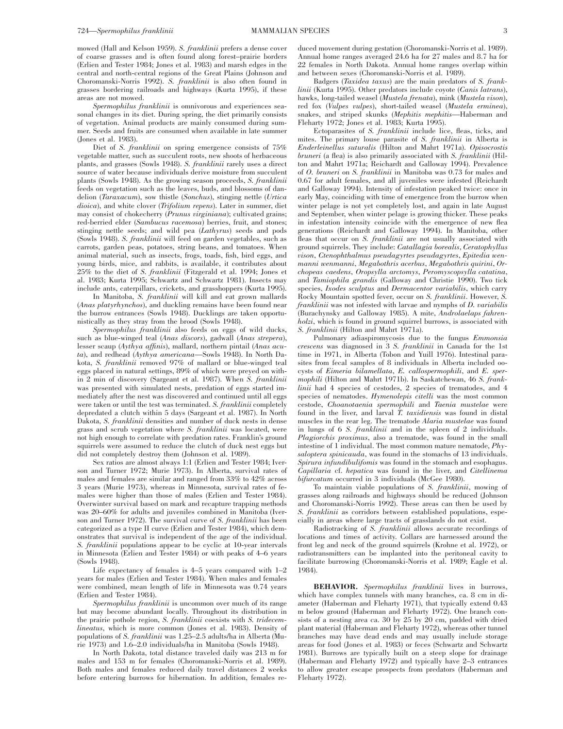mowed (Hall and Kelson 1959). *S. franklinii* prefers a dense cover of coarse grasses and is often found along forest–prairie borders (Erlien and Tester 1984; Jones et al. 1983) and marsh edges in the central and north-central regions of the Great Plains (Johnson and Choromanski-Norris 1992). *S. franklinii* is also often found in grasses bordering railroads and highways (Kurta 1995), if these areas are not mowed.

*Spermophilus franklinii* is omnivorous and experiences seasonal changes in its diet. During spring, the diet primarily consists of vegetation. Animal products are mainly consumed during summer. Seeds and fruits are consumed when available in late summer (Jones et al. 1983).

Diet of *S. franklinii* on spring emergence consists of 75% vegetable matter, such as succulent roots, new shoots of herbaceous plants, and grasses (Sowls 1948). *S. franklinii* rarely uses a direct source of water because individuals derive moisture from succulent plants (Sowls 1948). As the growing season proceeds, *S. franklinii* feeds on vegetation such as the leaves, buds, and blossoms of dandelion (*Taraxacum*), sow thistle (*Sonchus*), stinging nettle (*Urtica dioica*), and white clover (*Trifolium repens*). Later in summer, diet may consist of chokecherry (*Prunus virginiana*); cultivated grains; red-berried elder (*Sambucus racemosa*) berries, fruit, and stones; stinging nettle seeds; and wild pea (*Lathyrus*) seeds and pods (Sowls 1948). *S. franklinii* will feed on garden vegetables, such as carrots, garden peas, potatoes, string beans, and tomatoes. When animal material, such as insects, frogs, toads, fish, bird eggs, and young birds, mice, and rabbits, is available, it contributes about 25% to the diet of *S. franklinii* (Fitzgerald et al. 1994; Jones et al. 1983; Kurta 1995; Schwartz and Schwartz 1981). Insects may include ants, caterpillars, crickets, and grasshoppers (Kurta 1995).

In Manitoba, *S. franklinii* will kill and eat grown mallards (*Anas platyrhynchos*), and duckling remains have been found near the burrow entrances (Sowls 1948). Ducklings are taken opportunistically as they stray from the brood (Sowls 1948).

*Spermophilus franklinii* also feeds on eggs of wild ducks, such as blue-winged teal (*Anas discors*), gadwall (*Anas strepera*), lesser scaup (*Aythya affinis*), mallard, northern pintail (*Anas acuta*), and redhead (*Aythya americana*—Sowls 1948). In North Dakota, *S. franklinii* removed 97% of mallard or blue-winged teal eggs placed in natural settings, 89% of which were preyed on within 2 min of discovery (Sargeant et al. 1987). When *S. franklinii* was presented with simulated nests, predation of eggs started immediately after the nest was discovered and continued until all eggs were taken or until the test was terminated. *S. franklinii* completely depredated a clutch within 5 days (Sargeant et al. 1987). In North Dakota, *S. franklinii* densities and number of duck nests in dense grass and scrub vegetation where *S. franklinii* was located, were not high enough to correlate with predation rates. Franklin's ground squirrels were assumed to reduce the clutch of duck nest eggs but did not completely destroy them (Johnson et al. 1989).

Sex ratios are almost always 1:1 (Erlien and Tester 1984; Iverson and Turner 1972; Murie 1973). In Alberta, survival rates of males and females are similar and ranged from 33% to 42% across 3 years (Murie 1973), whereas in Minnesota, survival rates of females were higher than those of males (Erlien and Tester 1984). Overwinter survival based on mark and recapture trapping methods was 20–60% for adults and juveniles combined in Manitoba (Iverson and Turner 1972). The survival curve of *S. franklinii* has been categorized as a type II curve (Erlien and Tester 1984), which demonstrates that survival is independent of the age of the individual. *S. franklinii* populations appear to be cyclic at 10-year intervals in Minnesota (Erlien and Tester 1984) or with peaks of 4–6 years (Sowls 1948).

Life expectancy of females is 4–5 years compared with 1–2 years for males (Erlien and Tester 1984). When males and females were combined, mean length of life in Minnesota was 0.74 years (Erlien and Tester 1984).

*Spermophilus franklinii* is uncommon over much of its range but may become abundant locally. Throughout its distribution in the prairie pothole region, *S. franklinii* coexists with *S. tridecemlineatus*, which is more common (Jones et al. 1983). Density of populations of *S. franklinii* was 1.25–2.5 adults/ha in Alberta (Murie 1973) and 1.6–2.0 individuals/ha in Manitoba (Sowls 1948).

In North Dakota, total distance traveled daily was 213 m for males and 153 m for females (Choromanski-Norris et al. 1989). Both males and females reduced daily travel distances 2 weeks before entering burrows for hibernation. In addition, females reduced movement during gestation (Choromanski-Norris et al. 1989). Annual home ranges averaged 24.6 ha for 27 males and 8.7 ha for 22 females in North Dakota. Annual home ranges overlap within and between sexes (Choromanski-Norris et al. 1989).

Badgers (*Taxidea taxus*) are the main predators of *S. franklinii* (Kurta 1995). Other predators include coyote (*Canis latrans*), hawks, long-tailed weasel (*Mustela frenata*), mink (*Mustela vison*), red fox (*Vulpes vulpes*), short-tailed weasel (*Mustela erminea*), snakes, and striped skunks (*Mephitis mephitis*—Haberman and Fleharty 1972; Jones et al. 1983; Kurta 1995).

Ectoparasites of *S. franklinii* include lice, fleas, ticks, and mites. The primary louse parasite of *S. franklinii* in Alberta is *Enderleinellus suturalis* (Hilton and Mahrt 1971a). *Opisocrostis bruneri* (a flea) is also primarily associated with *S. franklinii* (Hilton and Mahrt 1971a; Reichardt and Galloway 1994). Prevalence of *O. bruneri* on *S. franklinii* in Manitoba was 0.73 for males and 0.67 for adult females, and all juveniles were infested (Reichardt and Galloway 1994). Intensity of infestation peaked twice: once in early May, coinciding with time of emergence from the burrow when winter pelage is not yet completely lost, and again in late August and September, when winter pelage is growing thicker. These peaks in infestation intensity coincide with the emergence of new flea generations (Reichardt and Galloway 1994). In Manitoba, other fleas that occur on *S. franklinii* are not usually associated with ground squirrels. They include: *Catallagia borealis*, *Ceratophyllus vison*, *Ctenophthalmus pseudagyrtes pseudagyrtes*, *Epitedia wenmanni wenmanni*, *Megabothris acerbus*, *Megabothris quirini*, *Orchopeas caedens*, *Oropsylla arctomys*, *Peromyscopsylla catatina*, and *Tamiophila grandis* (Galloway and Christie 1990). Two tick species, *Ixodes sculptus* and *Dermacentor variabilis*, which carry Rocky Mountain spotted fever, occur on *S. franklinii*. However, *S. franklinii* was not infested with larvae and nymphs of *D. variabilis* (Burachynsky and Galloway 1985). A mite, *Androlaelaps fahrenholzi*, which is found in ground squirrel burrows, is associated with *S. franklinii* (Hilton and Mahrt 1971a).

Pulmonary adiaspiromycosis due to the fungus *Emmonsia crescens* was diagnosed in 3 *S. franklinii* in Canada for the 1st time in 1971, in Alberta (Tobon and Yuill 1976). Intestinal parasites from fecal samples of 8 individuals in Alberta included oocysts of *Eimeria bilamellata*, *E. callospermophili*, and *E. spermophili* (Hilton and Mahrt 1971b). In Saskatchewan, 46 *S. franklinii* had 4 species of cestodes, 2 species of trematodes, and 4 species of nematodes. *Hymenolepis citelli* was the most common cestode, *Choanotaenia spermophili* and *Taenia mustelae* were found in the liver, and larval *T. taxidiensis* was found in distal muscles in the rear leg. The trematode *Alaria mustelae* was found in lungs of 6 *S. franklinii* and in the spleen of 2 individuals. *Plagiorchis proximus*, also a trematode, was found in the small intestine of 1 individual. The most common mature nematode, *Physaloptera spinicauda*, was found in the stomachs of 13 individuals. *Spirura infundibulifomis* was found in the stomach and esophagus. *Capillaria* cf. *hepatica* was found in the liver, and *Citellinema bifurcatum* occurred in 3 individuals (McGee 1980).

To maintain viable populations of *S. franklinii*, mowing of grasses along railroads and highways should be reduced (Johnson and Choromanski-Norris 1992). These areas can then be used by *S. franklinii* as corridors between established populations, especially in areas where large tracts of grasslands do not exist.

Radiotracking of *S. franklinii* allows accurate recordings of locations and times of activity. Collars are harnessed around the front leg and neck of the ground squirrels (Krohne et al. 1972), or radiotransmitters can be implanted into the peritoneal cavity to facilitate burrowing (Choromanski-Norris et al. 1989; Eagle et al. 1984).

**BEHAVIOR.** *Spermophilus franklinii* lives in burrows, which have complex tunnels with many branches, ca. 8 cm in diameter (Haberman and Fleharty 1971), that typically extend 0.43 m below ground (Haberman and Fleharty 1972). One branch consists of a nesting area ca. 30 by 25 by 20 cm, padded with dried plant material (Haberman and Fleharty 1972), whereas other tunnel branches may have dead ends and may usually include storage areas for food (Jones et al. 1983) or feces (Schwartz and Schwartz 1981). Burrows are typically built on a steep slope for drainage (Haberman and Fleharty 1972) and typically have 2–3 entrances to allow greater escape prospects from predators (Haberman and Fleharty 1972).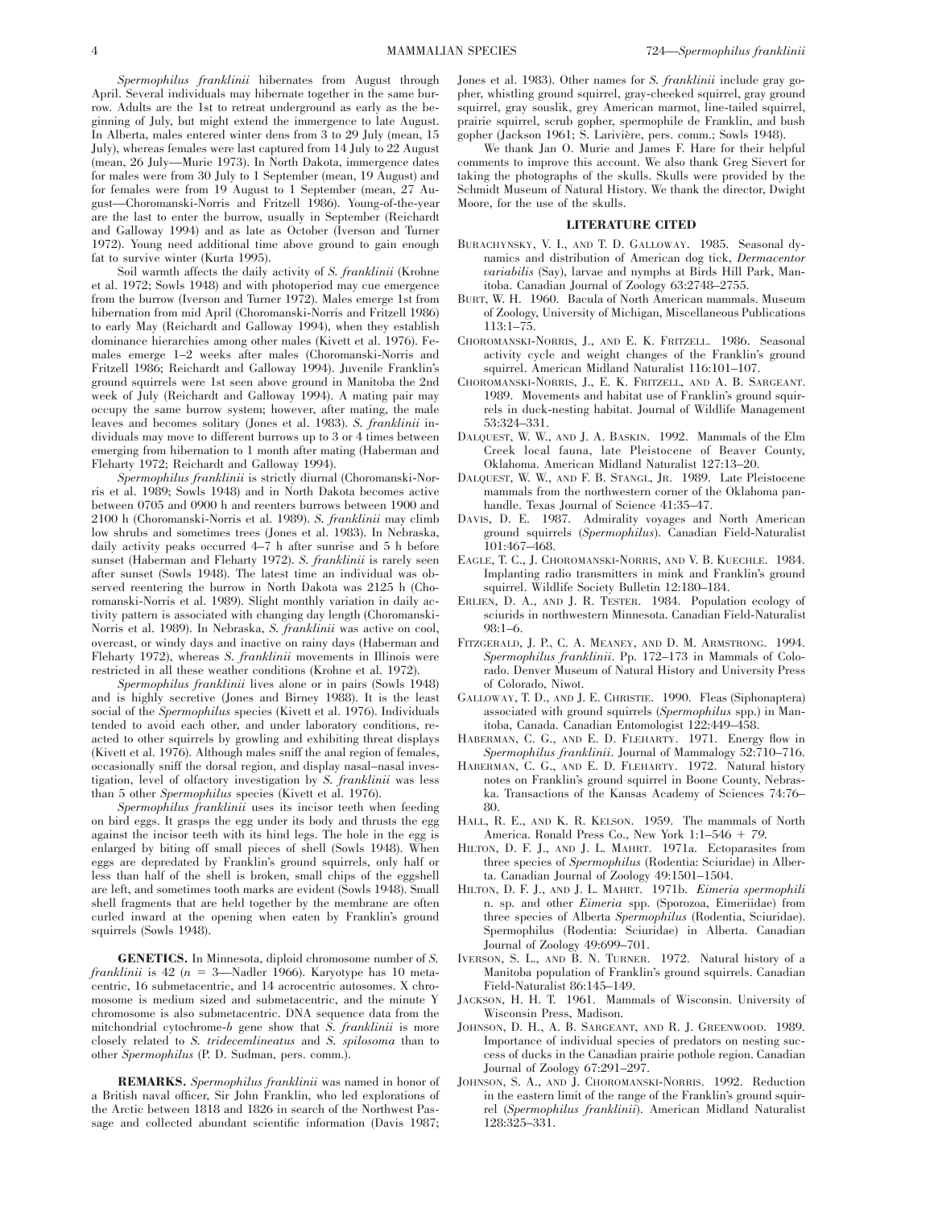*Spermophilus franklinii* hibernates from August through April. Several individuals may hibernate together in the same burrow. Adults are the 1st to retreat underground as early as the beginning of July, but might extend the immergence to late August. In Alberta, males entered winter dens from 3 to 29 July (mean, 15 July), whereas females were last captured from 14 July to 22 August (mean, 26 July—Murie 1973). In North Dakota, immergence dates for males were from 30 July to 1 September (mean, 19 August) and for females were from 19 August to 1 September (mean, 27 August—Choromanski-Norris and Fritzell 1986). Young-of-the-year are the last to enter the burrow, usually in September (Reichardt and Galloway 1994) and as late as October (Iverson and Turner 1972). Young need additional time above ground to gain enough fat to survive winter (Kurta 1995).

Soil warmth affects the daily activity of *S. franklinii* (Krohne et al. 1972; Sowls 1948) and with photoperiod may cue emergence from the burrow (Iverson and Turner 1972). Males emerge 1st from hibernation from mid April (Choromanski-Norris and Fritzell 1986) to early May (Reichardt and Galloway 1994), when they establish dominance hierarchies among other males (Kivett et al. 1976). Females emerge 1–2 weeks after males (Choromanski-Norris and Fritzell 1986; Reichardt and Galloway 1994). Juvenile Franklin's ground squirrels were 1st seen above ground in Manitoba the 2nd week of July (Reichardt and Galloway 1994). A mating pair may occupy the same burrow system; however, after mating, the male leaves and becomes solitary (Jones et al. 1983). *S. franklinii* individuals may move to different burrows up to 3 or 4 times between emerging from hibernation to 1 month after mating (Haberman and Fleharty 1972; Reichardt and Galloway 1994).

*Spermophilus franklinii* is strictly diurnal (Choromanski-Norris et al. 1989; Sowls 1948) and in North Dakota becomes active between 0705 and 0900 h and reenters burrows between 1900 and 2100 h (Choromanski-Norris et al. 1989). *S. franklinii* may climb low shrubs and sometimes trees (Jones et al. 1983). In Nebraska, daily activity peaks occurred 4–7 h after sunrise and 5 h before sunset (Haberman and Fleharty 1972). *S. franklinii* is rarely seen after sunset (Sowls 1948). The latest time an individual was observed reentering the burrow in North Dakota was 2125 h (Choromanski-Norris et al. 1989). Slight monthly variation in daily activity pattern is associated with changing day length (Choromanski-Norris et al. 1989). In Nebraska, *S. franklinii* was active on cool, overcast, or windy days and inactive on rainy days (Haberman and Fleharty 1972), whereas *S. franklinii* movements in Illinois were restricted in all these weather conditions (Krohne et al. 1972).

*Spermophilus franklinii* lives alone or in pairs (Sowls 1948) and is highly secretive (Jones and Birney 1988). It is the least social of the *Spermophilus* species (Kivett et al. 1976). Individuals tended to avoid each other, and under laboratory conditions, reacted to other squirrels by growling and exhibiting threat displays (Kivett et al. 1976). Although males sniff the anal region of females, occasionally sniff the dorsal region, and display nasal–nasal investigation, level of olfactory investigation by *S. franklinii* was less than 5 other *Spermophilus* species (Kivett et al. 1976).

*Spermophilus franklinii* uses its incisor teeth when feeding on bird eggs. It grasps the egg under its body and thrusts the egg against the incisor teeth with its hind legs. The hole in the egg is enlarged by biting off small pieces of shell (Sowls 1948). When eggs are depredated by Franklin's ground squirrels, only half or less than half of the shell is broken, small chips of the eggshell are left, and sometimes tooth marks are evident (Sowls 1948). Small shell fragments that are held together by the membrane are often curled inward at the opening when eaten by Franklin's ground squirrels (Sowls 1948).

**GENETICS.** In Minnesota, diploid chromosome number of *S. franklinii* is 42 ($n$ = 3—Nadler 1966). Karyotype has 10 metacentric, 16 submetacentric, and 14 acrocentric autosomes. X chromosome is medium sized and submetacentric, and the minute Y chromosome is also submetacentric. DNA sequence data from the mitchondrial cytochrome-*b* gene show that *S. franklinii* is more closely related to *S. tridecemlineatus* and *S. spilosoma* than to other *Spermophilus* (P. D. Sudman, pers. comm.).

**REMARKS.** *Spermophilus franklinii* was named in honor of a British naval officer, Sir John Franklin, who led explorations of the Arctic between 1818 and 1826 in search of the Northwest Passage and collected abundant scientific information (Davis 1987; Jones et al. 1983). Other names for *S. franklinii* include gray gopher, whistling ground squirrel, gray-cheeked squirrel, gray ground squirrel, gray souslik, grey American marmot, line-tailed squirrel, prairie squirrel, scrub gopher, spermophile de Franklin, and bush gopher (Jackson 1961; S. Larivière, pers. comm.; Sowls 1948).

We thank Jan O. Murie and James F. Hare for their helpful comments to improve this account. We also thank Greg Sievert for taking the photographs of the skulls. Skulls were provided by the Schmidt Museum of Natural History. We thank the director, Dwight Moore, for the use of the skulls.

## LITERATURE CITED

Burachynsky, V. I., and T. D. Galloway. 1985. Seasonal dynamics and distribution of American dog tick, *Dermacentor variabilis* (Say), larvae and nymphs at Birds Hill Park, Manitoba. Canadian Journal of Zoology 63:2748–2755.

Burt, W. H. 1960. Bacula of North American mammals. Museum of Zoology, University of Michigan, Miscellaneous Publications 113:1–75.

Choromanski-Norris, J., and E. K. Fritzell. 1986. Seasonal activity cycle and weight changes of the Franklin's ground squirrel. American Midland Naturalist 116:101–107.

Choromanski-Norris, J., E. K. Fritzell, and A. B. Sargeant. 1989. Movements and habitat use of Franklin's ground squirrels in duck-nesting habitat. Journal of Wildlife Management 53:324–331.

Dalquest, W. W., and J. A. Baskin. 1992. Mammals of the Elm Creek local fauna, late Pleistocene of Beaver County, Oklahoma. American Midland Naturalist 127:13–20.

Dalquest, W. W., and F. B. Stangl, Jr. 1989. Late Pleistocene mammals from the northwestern corner of the Oklahoma panhandle. Texas Journal of Science 41:35–47.

Davis, D. E. 1987. Admirality voyages and North American ground squirrels (*Spermophilus*). Canadian Field-Naturalist 101:467–468.

Eagle, T. C., J. Choromanski-Norris, and V. B. Kuechle. 1984. Implanting radio transmitters in mink and Franklin's ground squirrel. Wildlife Society Bulletin 12:180–184.

Erlien, D. A., and J. R. Tester. 1984. Population ecology of sciurids in northwestern Minnesota. Canadian Field-Naturalist 98:1–6.

Fitzgerald, J. P., C. A. Meaney, and D. M. Armstrong. 1994. *Spermophilus franklinii*. Pp. 172–173 in Mammals of Colorado. Denver Museum of Natural History and University Press of Colorado, Niwot.

Galloway, T. D., and J. E. Christie. 1990. Fleas (Siphonaptera) associated with ground squirrels (*Spermophilus* spp.) in Manitoba, Canada. Canadian Entomologist 122:449–458.

Haberman, C. G., and E. D. Fleharty. 1971. Energy flow in *Spermophilus franklinii*. Journal of Mammalogy 52:710–716.

Haberman, C. G., and E. D. Fleharty. 1972. Natural history notes on Franklin's ground squirrel in Boone County, Nebraska. Transactions of the Kansas Academy of Sciences 74:76–80.

Hall, R. E., and K. R. Kelson. 1959. The mammals of North America. Ronald Press Co., New York 1:1–546 + *79*.

Hilton, D. F. J., and J. L. Mahrt. 1971a. Ectoparasites from three species of *Spermophilus* (Rodentia: Sciuridae) in Alberta. Canadian Journal of Zoology 49:1501–1504.

Hilton, D. F. J., and J. L. Mahrt. 1971b. *Eimeria spermophili* n. sp. and other *Eimeria* spp. (Sporozoa, Eimeriidae) from three species of Alberta *Spermophilus* (Rodentia, Sciuridae). Spermophilus (Rodentia: Sciuridae) in Alberta. Canadian Journal of Zoology 49:699–701.

Iverson, S. L., and B. N. Turner. 1972. Natural history of a Manitoba population of Franklin's ground squirrels. Canadian Field-Naturalist 86:145–149.

Jackson, H. H. T. 1961. Mammals of Wisconsin. University of Wisconsin Press, Madison.

Johnson, D. H., A. B. Sargeant, and R. J. Greenwood. 1989. Importance of individual species of predators on nesting success of ducks in the Canadian prairie pothole region. Canadian Journal of Zoology 67:291–297.

Johnson, S. A., and J. Choromanski-Norris. 1992. Reduction in the eastern limit of the range of the Franklin's ground squirrel (*Spermophilus franklinii*). American Midland Naturalist 128:325–331.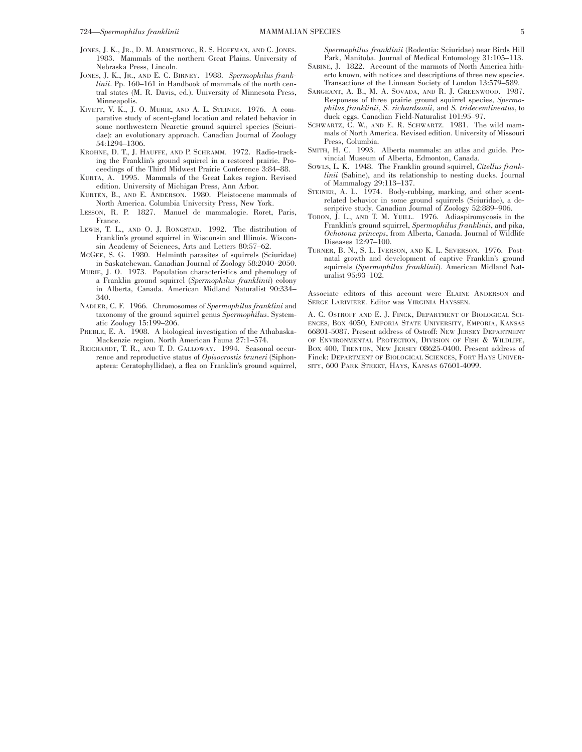Jones, J. K., Jr., D. M. Armstrong, R. S. Hoffman, and C. Jones. 1983. Mammals of the northern Great Plains. University of Nebraska Press, Lincoln.

Jones, J. K., Jr., and E. C. Birney. 1988. *Spermophilus franklinii*. Pp. 160–161 in Handbook of mammals of the north central states (M. R. Davis, ed.). University of Minnesota Press, Minneapolis.

Kivett, V. K., J. O. Murie, and A. L. Steiner. 1976. A comparative study of scent-gland location and related behavior in some northwestern Nearctic ground squirrel species (Sciuridae): an evolutionary approach. Canadian Journal of Zoology 54:1294–1306.

Krohne, D. T., J. Hauffe, and P. Schramm. 1972. Radio-tracking the Franklin's ground squirrel in a restored prairie. Proceedings of the Third Midwest Prairie Conference 3:84–88.

Kurta, A. 1995. Mammals of the Great Lakes region. Revised edition. University of Michigan Press, Ann Arbor.

Kurtén, B., and E. Anderson. 1980. Pleistocene mammals of North America. Columbia University Press, New York.

Lesson, R. P. 1827. Manuel de mammalogie. Roret, Paris, France.

Lewis, T. L., and O. J. Rongstad. 1992. The distribution of Franklin's ground squirrel in Wisconsin and Illinois. Wisconsin Academy of Sciences, Arts and Letters 80:57–62.

McGee, S. G. 1980. Helminth parasites of squirrels (Sciuridae) in Saskatchewan. Canadian Journal of Zoology 58:2040–2050.

Murie, J. O. 1973. Population characteristics and phenology of a Franklin ground squirrel (*Spermophilus franklinii*) colony in Alberta, Canada. American Midland Naturalist 90:334–340.

Nadler, C. F. 1966. Chromosomes of *Spermophilus franklini* and taxonomy of the ground squirrel genus *Spermophilus*. Systematic Zoology 15:199–206.

Preble, E. A. 1908. A biological investigation of the Athabaska-Mackenzie region. North American Fauna 27:1–574.

Reichardt, T. R., and T. D. Galloway. 1994. Seasonal occurrence and reproductive status of *Opisocrostis bruneri* (Siphonaptera: Ceratophyllidae), a flea on Franklin's ground squirrel, *Spermophilus franklinii* (Rodentia: Sciuridae) near Birds Hill Park, Manitoba. Journal of Medical Entomology 31:105–113.

Sabine, J. 1822. Account of the marmots of North America hitherto known, with notices and descriptions of three new species. Transactions of the Linnean Society of London 13:579–589.

Sargeant, A. B., M. A. Sovada, and R. J. Greenwood. 1987. Responses of three prairie ground squirrel species, *Spermophilus franklinii*, *S. richardsonii*, and *S. tridecemlineatus*, to duck eggs. Canadian Field-Naturalist 101:95–97.

Schwartz, C. W., and E. R. Schwartz. 1981. The wild mammals of North America. Revised edition. University of Missouri Press, Columbia.

Smith, H. C. 1993. Alberta mammals: an atlas and guide. Provincial Museum of Alberta, Edmonton, Canada.

Sowls, L. K. 1948. The Franklin ground squirrel, *Citellus franklinii* (Sabine), and its relationship to nesting ducks. Journal of Mammalogy 29:113–137.

Steiner, A. L. 1974. Body-rubbing, marking, and other scent-related behavior in some ground squirrels (Sciuridae), a descriptive study. Canadian Journal of Zoology 52:889–906.

Tobon, J. L., and T. M. Yuill. 1976. Adiaspiromycosis in the Franklin's ground squirrel, *Spermophilus franklinii*, and pika, *Ochotona princeps*, from Alberta, Canada. Journal of Wildlife Diseases 12:97–100.

Turner, B. N., S. L. Iverson, and K. L. Severson. 1976. Postnatal growth and development of captive Franklin's ground squirrels (*Spermophilus franklinii*). American Midland Naturalist 95:93–102.

Associate editors of this account were Elaine Anderson and Serge Larivière. Editor was Virginia Hayssen.

A. C. Ostroff and E. J. Finck, Department of Biological Sciences, Box 4050, Emporia State University, Emporia, Kansas 66801-5087. Present address of Ostroff: New Jersey Department of Environmental Protection, Division of Fish & Wildlife, Box 400, Trenton, New Jersey 08625-0400. Present address of Finck: Department of Biological Sciences, Fort Hays University, 600 Park Street, Hays, Kansas 67601-4099.